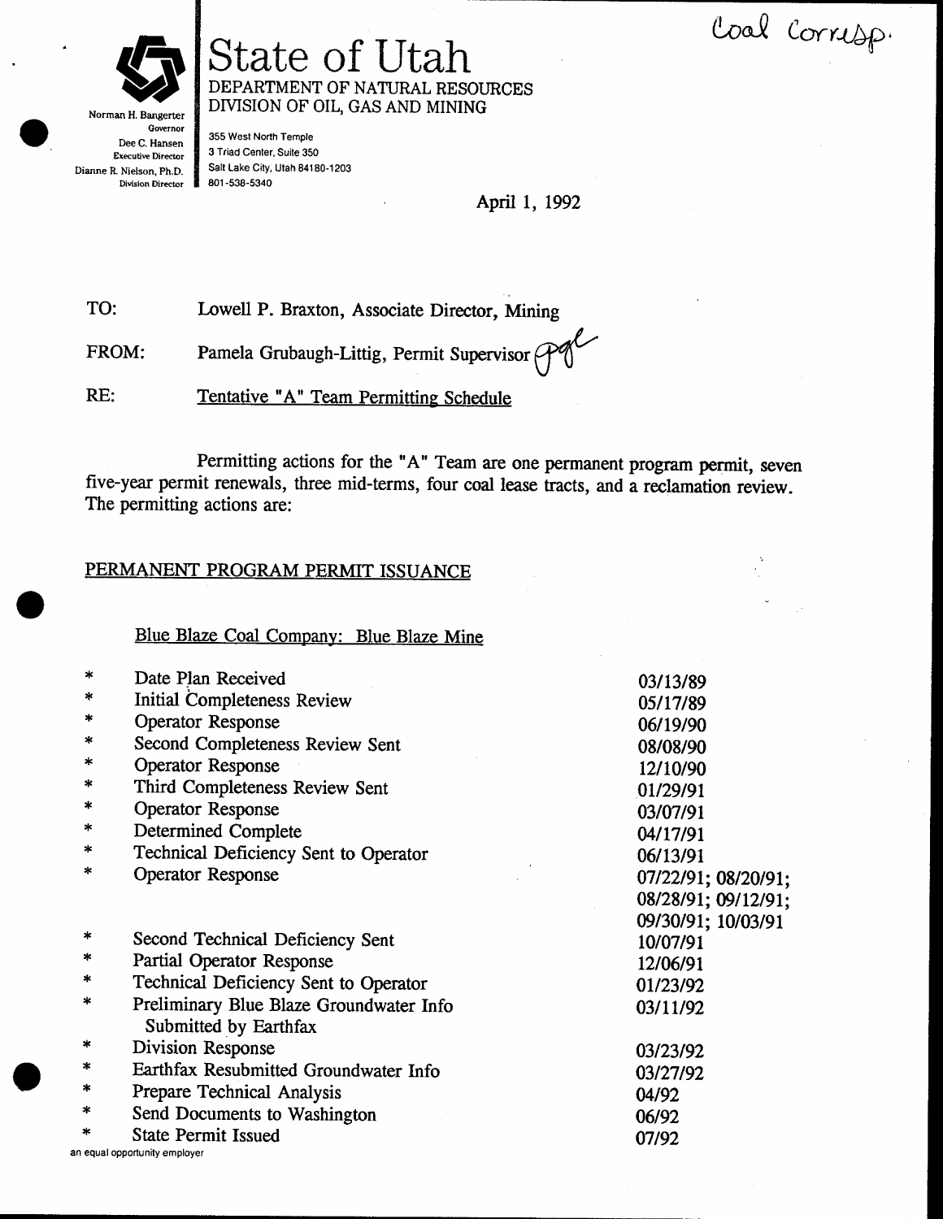Coal Corresp.

# State of Utah
DEPARTMENT OF NATURAL RESOURCES
DIVISION OF OIL, GAS AND MINING

Norman H. Bangerter
Governor
Dee C. Hansen
Executive Director
Dianne R. Nielson, Ph.D.
Division Director

355 West North Temple
3 Triad Center, Suite 350
Salt Lake City, Utah 84180-1203
801-538-5340

April 1, 1992

TO: Lowell P. Braxton, Associate Director, Mining

FROM: Pamela Grubaugh-Littig, Permit Supervisor *pgl*

RE: Tentative "A" Team Permitting Schedule

Permitting actions for the "A" Team are one permanent program permit, seven five-year permit renewals, three mid-terms, four coal lease tracts, and a reclamation review. The permitting actions are:

## PERMANENT PROGRAM PERMIT ISSUANCE

### Blue Blaze Coal Company: Blue Blaze Mine

| | | |
|---|---|---|
| * | Date Plan Received | 03/13/89 |
| * | Initial Completeness Review | 05/17/89 |
| * | Operator Response | 06/19/90 |
| * | Second Completeness Review Sent | 08/08/90 |
| * | Operator Response | 12/10/90 |
| * | Third Completeness Review Sent | 01/29/91 |
| * | Operator Response | 03/07/91 |
| * | Determined Complete | 04/17/91 |
| * | Technical Deficiency Sent to Operator | 06/13/91 |
| * | Operator Response | 07/22/91; 08/20/91; 08/28/91; 09/12/91; 09/30/91; 10/03/91 |
| * | Second Technical Deficiency Sent | 10/07/91 |
| * | Partial Operator Response | 12/06/91 |
| * | Technical Deficiency Sent to Operator | 01/23/92 |
| * | Preliminary Blue Blaze Groundwater Info Submitted by Earthfax | 03/11/92 |
| * | Division Response | 03/23/92 |
| * | Earthfax Resubmitted Groundwater Info | 03/27/92 |
| * | Prepare Technical Analysis | 04/92 |
| * | Send Documents to Washington | 06/92 |
| * | State Permit Issued | 07/92 |

an equal opportunity employer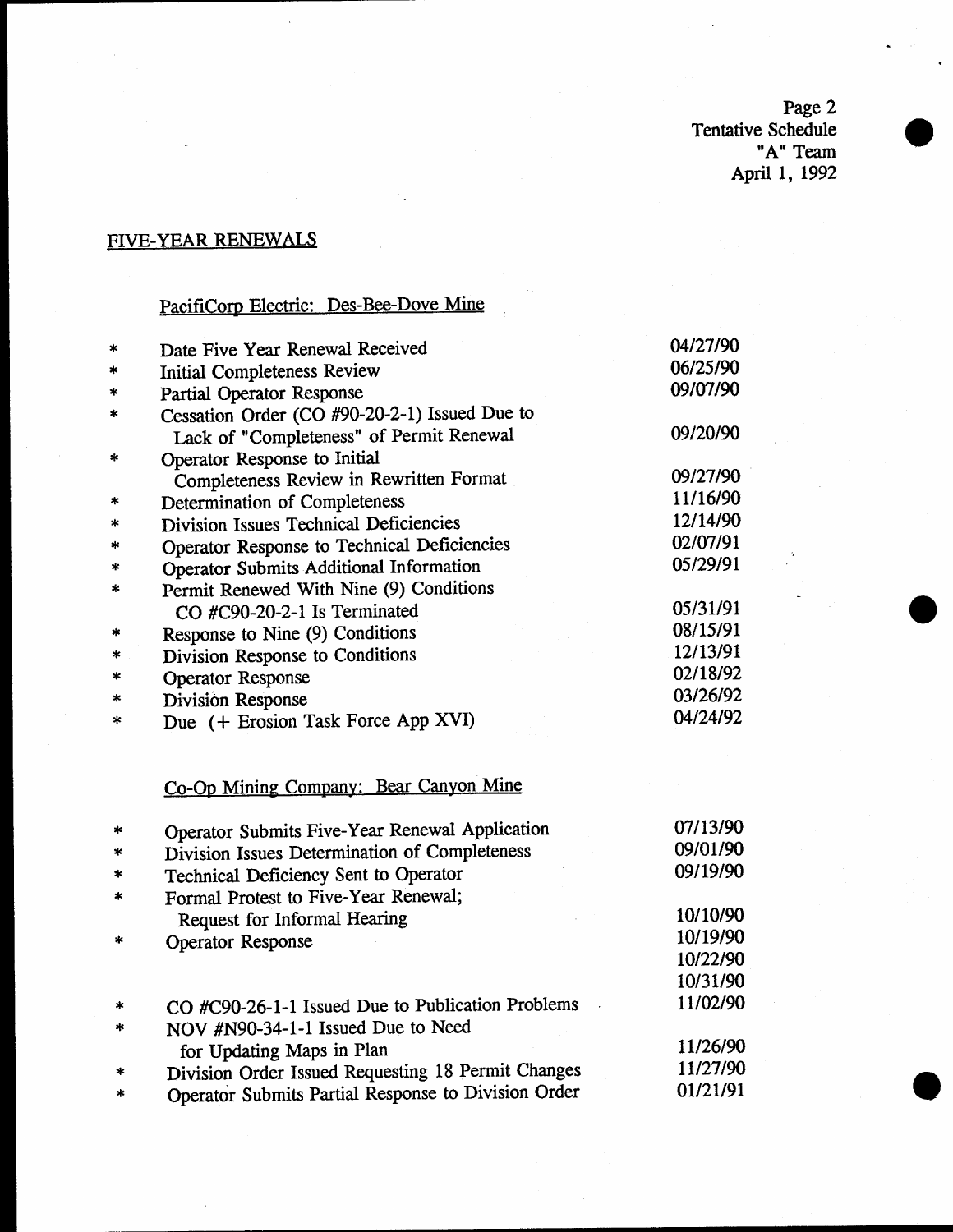## FIVE-YEAR RENEWALS

### PacifiCorp Electric: Des-Bee-Dove Mine

| | | |
|---|---|---|
| * | Date Five Year Renewal Received | 04/27/90 |
| * | Initial Completeness Review | 06/25/90 |
| * | Partial Operator Response | 09/07/90 |
| * | Cessation Order (CO #90-20-2-1) Issued Due to Lack of "Completeness" of Permit Renewal | 09/20/90 |
| * | Operator Response to Initial Completeness Review in Rewritten Format | 09/27/90 |
| * | Determination of Completeness | 11/16/90 |
| * | Division Issues Technical Deficiencies | 12/14/90 |
| * | Operator Response to Technical Deficiencies | 02/07/91 |
| * | Operator Submits Additional Information | 05/29/91 |
| * | Permit Renewed With Nine (9) Conditions CO #C90-20-2-1 Is Terminated | 05/31/91 |
| * | Response to Nine (9) Conditions | 08/15/91 |
| * | Division Response to Conditions | 12/13/91 |
| * | Operator Response | 02/18/92 |
| * | Division Response | 03/26/92 |
| * | Due (+ Erosion Task Force App XVI) | 04/24/92 |

### Co-Op Mining Company: Bear Canyon Mine

| | | |
|---|---|---|
| * | Operator Submits Five-Year Renewal Application | 07/13/90 |
| * | Division Issues Determination of Completeness | 09/01/90 |
| * | Technical Deficiency Sent to Operator | 09/19/90 |
| * | Formal Protest to Five-Year Renewal; Request for Informal Hearing | 10/10/90 |
| * | Operator Response | 10/19/90 |
| | | 10/22/90 |
| | | 10/31/90 |
| * | CO #C90-26-1-1 Issued Due to Publication Problems | 11/02/90 |
| * | NOV #N90-34-1-1 Issued Due to Need for Updating Maps in Plan | 11/26/90 |
| * | Division Order Issued Requesting 18 Permit Changes | 11/27/90 |
| * | Operator Submits Partial Response to Division Order | 01/21/91 |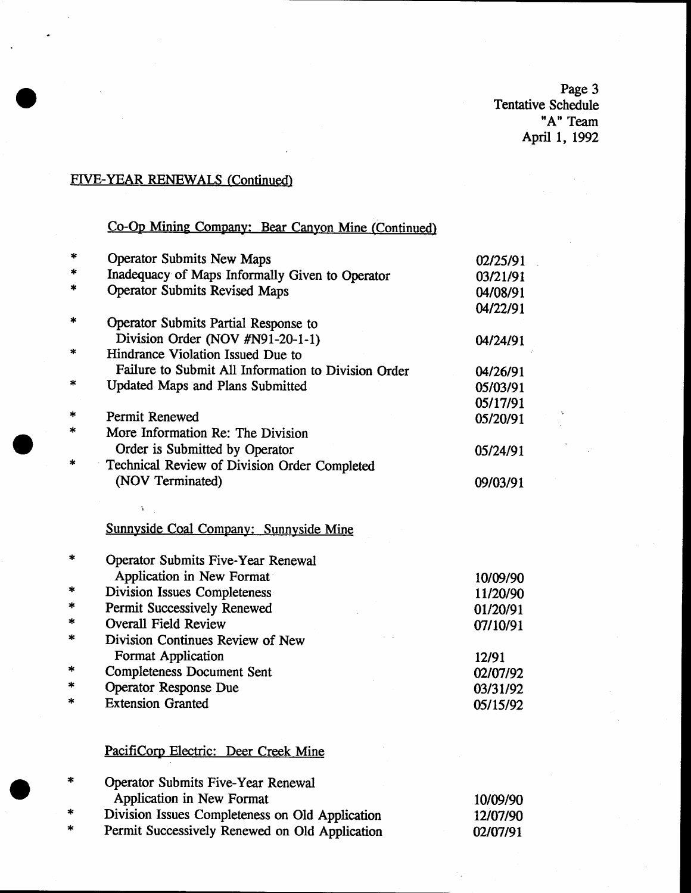## FIVE-YEAR RENEWALS (Continued)

### Co-Op Mining Company: Bear Canyon Mine (Continued)

| | | |
|---|---|---|
| * | Operator Submits New Maps | 02/25/91 |
| * | Inadequacy of Maps Informally Given to Operator | 03/21/91 |
| * | Operator Submits Revised Maps | 04/08/91<br>04/22/91 |
| * | Operator Submits Partial Response to Division Order (NOV #N91-20-1-1) | 04/24/91 |
| * | Hindrance Violation Issued Due to Failure to Submit All Information to Division Order | 04/26/91 |
| * | Updated Maps and Plans Submitted | 05/03/91<br>05/17/91 |
| * | Permit Renewed | 05/20/91 |
| * | More Information Re: The Division Order is Submitted by Operator | 05/24/91 |
| * | Technical Review of Division Order Completed (NOV Terminated) | 09/03/91 |

### Sunnyside Coal Company: Sunnyside Mine

| | | |
|---|---|---|
| * | Operator Submits Five-Year Renewal Application in New Format | 10/09/90 |
| * | Division Issues Completeness | 11/20/90 |
| * | Permit Successively Renewed | 01/20/91 |
| * | Overall Field Review | 07/10/91 |
| * | Division Continues Review of New Format Application | 12/91 |
| * | Completeness Document Sent | 02/07/92 |
| * | Operator Response Due | 03/31/92 |
| * | Extension Granted | 05/15/92 |

### PacifiCorp Electric: Deer Creek Mine

| | | |
|---|---|---|
| * | Operator Submits Five-Year Renewal Application in New Format | 10/09/90 |
| * | Division Issues Completeness on Old Application | 12/07/90 |
| * | Permit Successively Renewed on Old Application | 02/07/91 |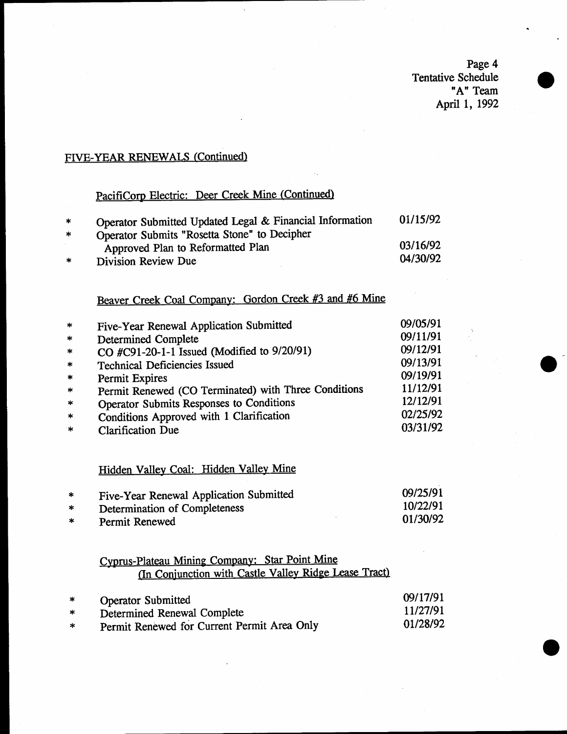## FIVE-YEAR RENEWALS (Continued)

### PacifiCorp Electric: Deer Creek Mine (Continued)

| | | |
|---|---|---|
| * | Operator Submitted Updated Legal & Financial Information | 01/15/92 |
| * | Operator Submits "Rosetta Stone" to Decipher Approved Plan to Reformatted Plan | 03/16/92 |
| * | Division Review Due | 04/30/92 |

### Beaver Creek Coal Company: Gordon Creek #3 and #6 Mine

| | | |
|---|---|---|
| * | Five-Year Renewal Application Submitted | 09/05/91 |
| * | Determined Complete | 09/11/91 |
| * | CO #C91-20-1-1 Issued (Modified to 9/20/91) | 09/12/91 |
| * | Technical Deficiencies Issued | 09/13/91 |
| * | Permit Expires | 09/19/91 |
| * | Permit Renewed (CO Terminated) with Three Conditions | 11/12/91 |
| * | Operator Submits Responses to Conditions | 12/12/91 |
| * | Conditions Approved with 1 Clarification | 02/25/92 |
| * | Clarification Due | 03/31/92 |

### Hidden Valley Coal: Hidden Valley Mine

| | | |
|---|---|---|
| * | Five-Year Renewal Application Submitted | 09/25/91 |
| * | Determination of Completeness | 10/22/91 |
| * | Permit Renewed | 01/30/92 |

### Cyprus-Plateau Mining Company: Star Point Mine (In Conjunction with Castle Valley Ridge Lease Tract)

| | | |
|---|---|---|
| * | Operator Submitted | 09/17/91 |
| * | Determined Renewal Complete | 11/27/91 |
| * | Permit Renewed for Current Permit Area Only | 01/28/92 |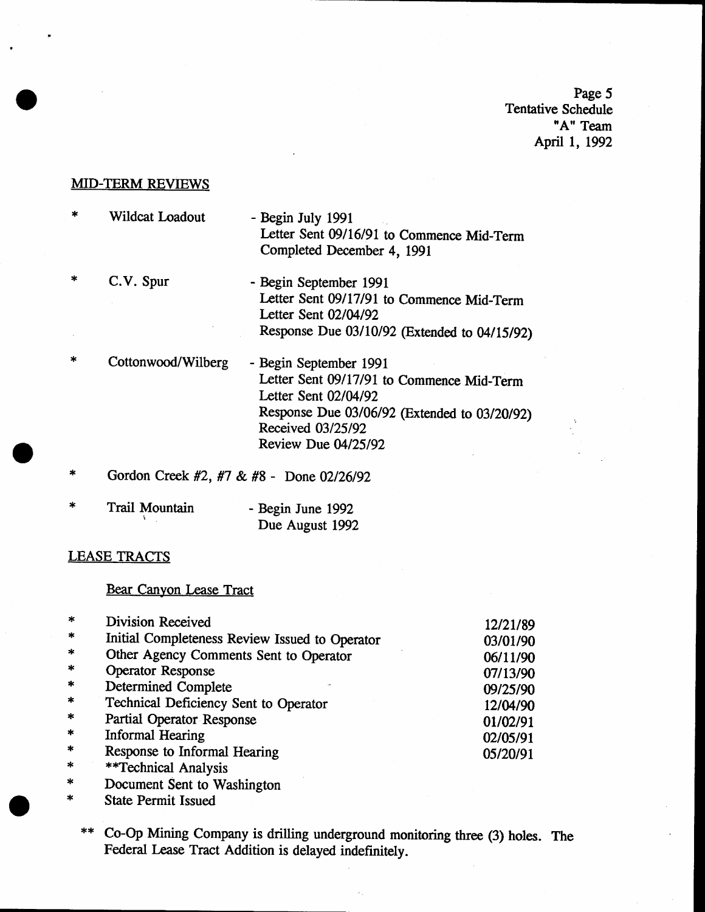Page 5
Tentative Schedule
"A" Team
April 1, 1992

## MID-TERM REVIEWS

* Wildcat Loadout - Begin July 1991
  Letter Sent 09/16/91 to Commence Mid-Term
  Completed December 4, 1991

* C.V. Spur - Begin September 1991
  Letter Sent 09/17/91 to Commence Mid-Term
  Letter Sent 02/04/92
  Response Due 03/10/92 (Extended to 04/15/92)

* Cottonwood/Wilberg - Begin September 1991
  Letter Sent 09/17/91 to Commence Mid-Term
  Letter Sent 02/04/92
  Response Due 03/06/92 (Extended to 03/20/92)
  Received 03/25/92
  Review Due 04/25/92

* Gordon Creek #2, #7 & #8 - Done 02/26/92

* Trail Mountain - Begin June 1992
  Due August 1992

## LEASE TRACTS

### Bear Canyon Lease Tract

| | |
|---|---|
| * Division Received | 12/21/89 |
| * Initial Completeness Review Issued to Operator | 03/01/90 |
| * Other Agency Comments Sent to Operator | 06/11/90 |
| * Operator Response | 07/13/90 |
| * Determined Complete | 09/25/90 |
| * Technical Deficiency Sent to Operator | 12/04/90 |
| * Partial Operator Response | 01/02/91 |
| * Informal Hearing | 02/05/91 |
| * Response to Informal Hearing | 05/20/91 |
| * **Technical Analysis | |
| * Document Sent to Washington | |
| * State Permit Issued | |

** Co-Op Mining Company is drilling underground monitoring three (3) holes. The Federal Lease Tract Addition is delayed indefinitely.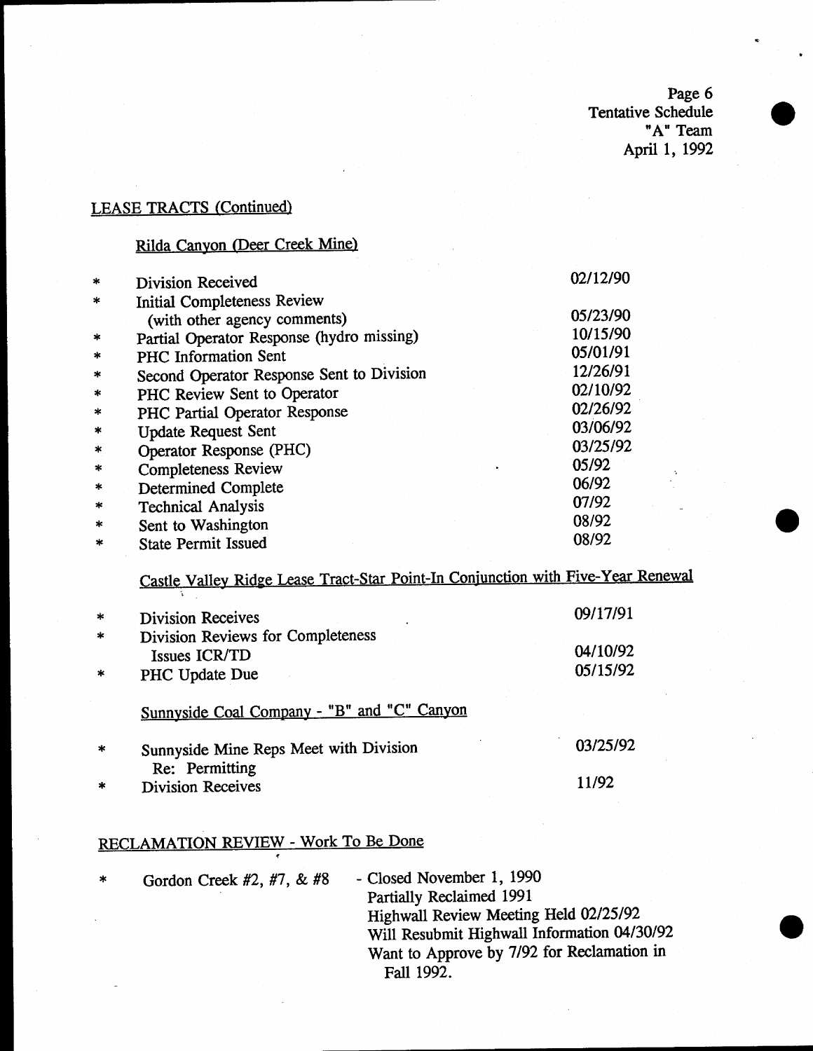Page 6
Tentative Schedule
"A" Team
April 1, 1992

LEASE TRACTS (Continued)

Rilda Canyon (Deer Creek Mine)

| | | |
|---|---|---|
| * | Division Received | 02/12/90 |
| * | Initial Completeness Review (with other agency comments) | 05/23/90 |
| * | Partial Operator Response (hydro missing) | 10/15/90 |
| * | PHC Information Sent | 05/01/91 |
| * | Second Operator Response Sent to Division | 12/26/91 |
| * | PHC Review Sent to Operator | 02/10/92 |
| * | PHC Partial Operator Response | 02/26/92 |
| * | Update Request Sent | 03/06/92 |
| * | Operator Response (PHC) | 03/25/92 |
| * | Completeness Review | 05/92 |
| * | Determined Complete | 06/92 |
| * | Technical Analysis | 07/92 |
| * | Sent to Washington | 08/92 |
| * | State Permit Issued | 08/92 |

Castle Valley Ridge Lease Tract-Star Point-In Conjunction with Five-Year Renewal

| | | |
|---|---|---|
| * | Division Receives | 09/17/91 |
| * | Division Reviews for Completeness Issues ICR/TD | 04/10/92 |
| * | PHC Update Due | 05/15/92 |

Sunnyside Coal Company - "B" and "C" Canyon

| | | |
|---|---|---|
| * | Sunnyside Mine Reps Meet with Division Re: Permitting | 03/25/92 |
| * | Division Receives | 11/92 |

RECLAMATION REVIEW - Work To Be Done

* Gordon Creek #2, #7, & #8 - Closed November 1, 1990
  Partially Reclaimed 1991
  Highwall Review Meeting Held 02/25/92
  Will Resubmit Highwall Information 04/30/92
  Want to Approve by 7/92 for Reclamation in Fall 1992.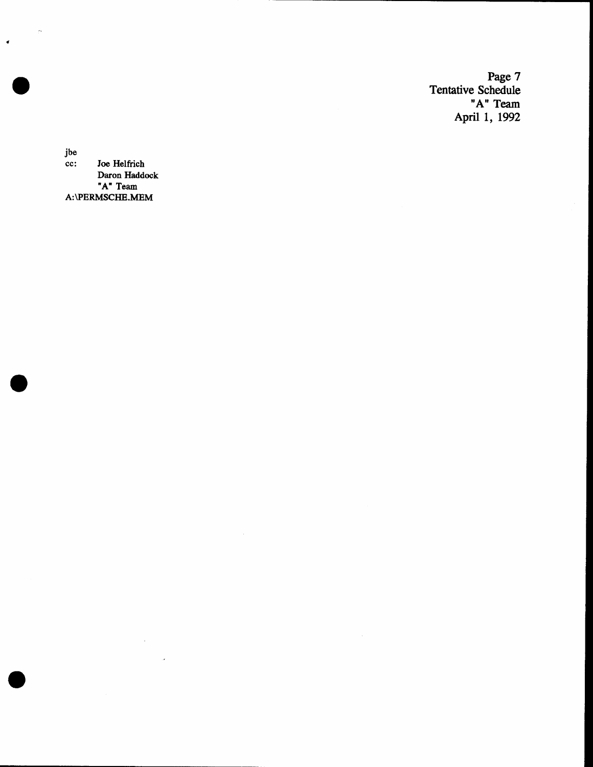jbe

cc: Joe Helfrich
    Daron Haddock
    "A" Team

A:\PERMSCHE.MEM